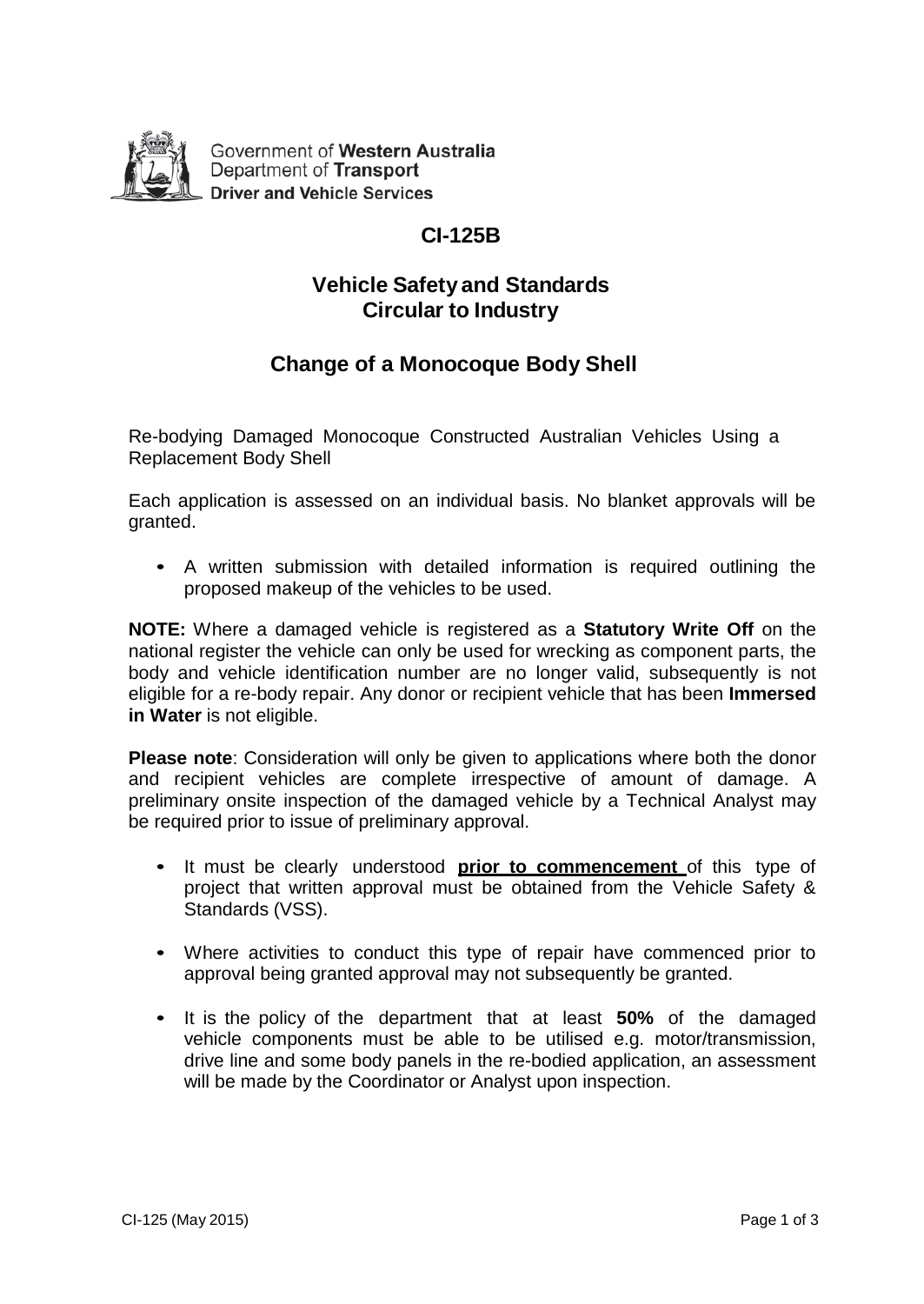Government of **Western Australia**
Department of **Transport**
**Driver and Vehicle Services**

# CI-125B

## Vehicle Safety and Standards
## Circular to Industry

## Change of a Monocoque Body Shell

Re-bodying Damaged Monocoque Constructed Australian Vehicles Using a Replacement Body Shell

Each application is assessed on an individual basis. No blanket approvals will be granted.

- A written submission with detailed information is required outlining the proposed makeup of the vehicles to be used.

**NOTE:** Where a damaged vehicle is registered as a **Statutory Write Off** on the national register the vehicle can only be used for wrecking as component parts, the body and vehicle identification number are no longer valid, subsequently is not eligible for a re-body repair. Any donor or recipient vehicle that has been **Immersed in Water** is not eligible.

**Please note**: Consideration will only be given to applications where both the donor and recipient vehicles are complete irrespective of amount of damage. A preliminary onsite inspection of the damaged vehicle by a Technical Analyst may be required prior to issue of preliminary approval.

- It must be clearly understood **prior to commencement** of this type of project that written approval must be obtained from the Vehicle Safety & Standards (VSS).
- Where activities to conduct this type of repair have commenced prior to approval being granted approval may not subsequently be granted.
- It is the policy of the department that at least **50%** of the damaged vehicle components must be able to be utilised e.g. motor/transmission, drive line and some body panels in the re-bodied application, an assessment will be made by the Coordinator or Analyst upon inspection.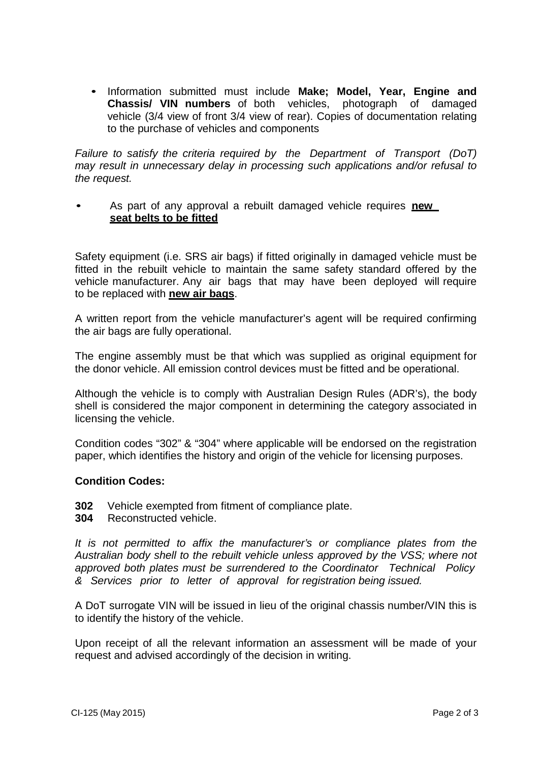- Information submitted must include **Make; Model, Year, Engine and Chassis/ VIN numbers** of both vehicles, photograph of damaged vehicle (3/4 view of front 3/4 view of rear). Copies of documentation relating to the purchase of vehicles and components

*Failure to satisfy the criteria required by the Department of Transport (DoT) may result in unnecessary delay in processing such applications and/or refusal to the request.*

- As part of any approval a rebuilt damaged vehicle requires **<u>new seat belts to be fitted</u>**

Safety equipment (i.e. SRS air bags) if fitted originally in damaged vehicle must be fitted in the rebuilt vehicle to maintain the same safety standard offered by the vehicle manufacturer. Any air bags that may have been deployed will require to be replaced with **<u>new air bags</u>**.

A written report from the vehicle manufacturer's agent will be required confirming the air bags are fully operational.

The engine assembly must be that which was supplied as original equipment for the donor vehicle. All emission control devices must be fitted and be operational.

Although the vehicle is to comply with Australian Design Rules (ADR's), the body shell is considered the major component in determining the category associated in licensing the vehicle.

Condition codes "302" & "304" where applicable will be endorsed on the registration paper, which identifies the history and origin of the vehicle for licensing purposes.

**Condition Codes:**

**302** Vehicle exempted from fitment of compliance plate.
**304** Reconstructed vehicle.

*It is not permitted to affix the manufacturer's or compliance plates from the Australian body shell to the rebuilt vehicle unless approved by the VSS; where not approved both plates must be surrendered to the Coordinator Technical Policy & Services prior to letter of approval for registration being issued.*

A DoT surrogate VIN will be issued in lieu of the original chassis number/VIN this is to identify the history of the vehicle.

Upon receipt of all the relevant information an assessment will be made of your request and advised accordingly of the decision in writing.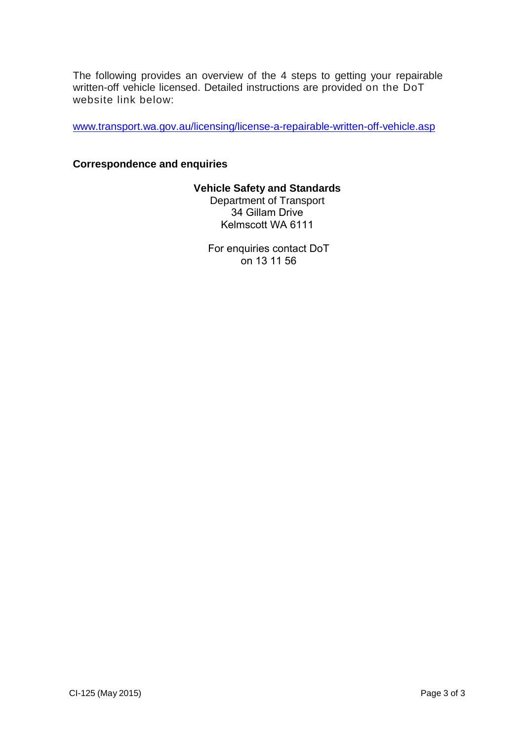The following provides an overview of the 4 steps to getting your repairable written-off vehicle licensed. Detailed instructions are provided on the DoT website link below:

www.transport.wa.gov.au/licensing/license-a-repairable-written-off-vehicle.asp

**Correspondence and enquiries**

**Vehicle Safety and Standards**
Department of Transport
34 Gillam Drive
Kelmscott WA 6111

For enquiries contact DoT
on 13 11 56

CI-125 (May 2015)